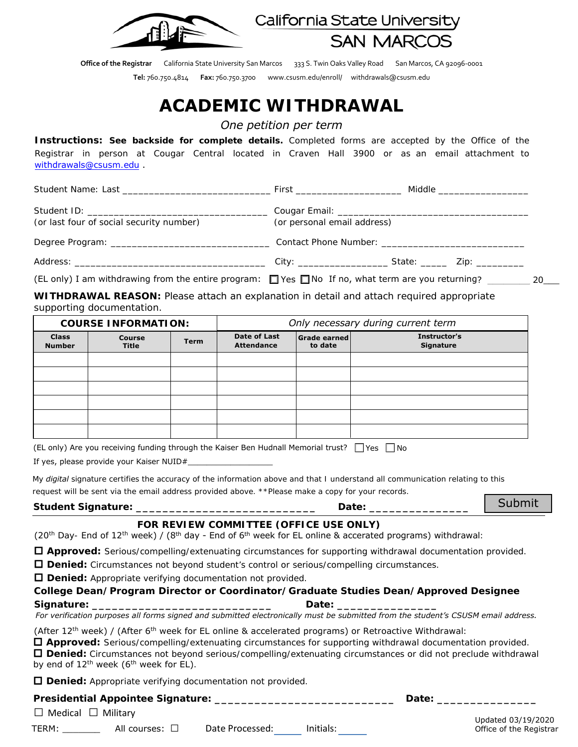California State University
SAN MARCOS

**Office of the Registrar** California State University San Marcos 333 S. Twin Oaks Valley Road San Marcos, CA 92096-0001

**Tel:** 760.750.4814 **Fax:** 760.750.3700 www.csusm.edu/enroll/ withdrawals@csusm.edu

# ACADEMIC WITHDRAWAL

*One petition per term*

**Instructions: See backside for complete details.** Completed forms are accepted by the Office of the Registrar in person at Cougar Central located in Craven Hall 3900 or as an email attachment to withdrawals@csusm.edu .

Student Name: Last ___________________________ First ___________________ Middle ________________

Student ID: ________________________________ Cougar Email: __________________________________
(or last four of social security number) (or personal email address)

Degree Program: _____________________________ Contact Phone Number: __________________________

Address: ___________________________________ City: ________________ State: _____ Zip: ________

(EL only) I am withdrawing from the entire program: ☐ Yes ☐ No If no, what term are you returning? ________ 20___

**WITHDRAWAL REASON:** Please attach an explanation in detail and attach required appropriate supporting documentation.

| **COURSE INFORMATION:** | | | *Only necessary during current term* | | |
|---|---|---|---|---|---|
| **Class Number** | **Course Title** | **Term** | **Date of Last Attendance** | **Grade earned to date** | **Instructor's Signature** |
| | | | | | |
| | | | | | |
| | | | | | |
| | | | | | |
| | | | | | |
| | | | | | |

(EL only) Are you receiving funding through the Kaiser Ben Hudnall Memorial trust? ☐ Yes ☐ No

If yes, please provide your Kaiser NUID#__________________

My *digital* signature certifies the accuracy of the information above and that I understand all communication relating to this request will be sent via the email address provided above. **Please make a copy for your records.

**Student Signature:** ___________________________ **Date:** _______________ Submit

**FOR REVIEW COMMITTEE (OFFICE USE ONLY)**

(20th Day- End of 12th week) / (8th day - End of 6th week for EL online & accerated programs) withdrawal:

☐ **Approved:** Serious/compelling/extenuating circumstances for supporting withdrawal documentation provided.

☐ **Denied:** Circumstances not beyond student's control or serious/compelling circumstances.

☐ **Denied:** Appropriate verifying documentation not provided.

**College Dean/Program Director or Coordinator/Graduate Studies Dean/Approved Designee Signature:** ___________________________ **Date:** _______________

*For verification purposes all forms signed and submitted electronically must be submitted from the student's CSUSM email address.*

(After 12th week) / (After 6th week for EL online & accelerated programs) or Retroactive Withdrawal:

☐ **Approved:** Serious/compelling/extenuating circumstances for supporting withdrawal documentation provided.

☐ **Denied:** Circumstances not beyond serious/compelling/extenuating circumstances or did not preclude withdrawal by end of 12th week (6th week for EL).

☐ **Denied:** Appropriate verifying documentation not provided.

**Presidential Appointee Signature:** ___________________________ **Date:** _______________

☐ Medical ☐ Military

TERM: _______ All courses: ☐ Date Processed: _____ Initials: _____

Updated 03/19/2020
Office of the Registrar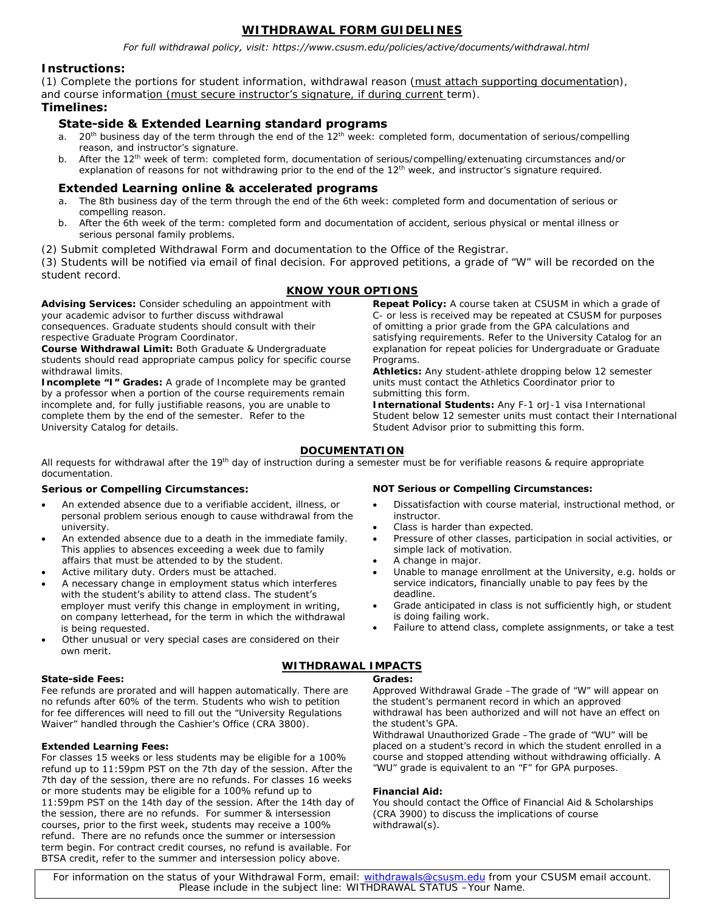# WITHDRAWAL FORM GUIDELINES

*For full withdrawal policy, visit: https://www.csusm.edu/policies/active/documents/withdrawal.html*

### Instructions:

(1) Complete the portions for student information, withdrawal reason (must attach supporting documentation), and course information (must secure instructor's signature, if during current term).

### Timelines:

#### State-side & Extended Learning standard programs

a. 20th business day of the term through the end of the 12th week: completed form, documentation of serious/compelling reason, and instructor's signature.
b. After the 12th week of term: completed form, documentation of serious/compelling/extenuating circumstances and/or explanation of reasons for not withdrawing prior to the end of the 12th week, and instructor's signature required.

#### Extended Learning online & accelerated programs

a. The 8th business day of the term through the end of the 6th week: completed form and documentation of serious or compelling reason.
b. After the 6th week of the term: completed form and documentation of accident, serious physical or mental illness or serious personal family problems.

(2) Submit completed Withdrawal Form and documentation to the Office of the Registrar.

(3) Students will be notified via email of final decision. For approved petitions, a grade of "W" will be recorded on the student record.

## KNOW YOUR OPTIONS

**Advising Services:** Consider scheduling an appointment with your academic advisor to further discuss withdrawal consequences. Graduate students should consult with their respective Graduate Program Coordinator.

**Course Withdrawal Limit:** Both Graduate & Undergraduate students should read appropriate campus policy for specific course withdrawal limits.

**Incomplete "I" Grades:** A grade of Incomplete may be granted by a professor when a portion of the course requirements remain incomplete and, for fully justifiable reasons, you are unable to complete them by the end of the semester. Refer to the University Catalog for details.

**Repeat Policy:** A course taken at CSUSM in which a grade of C- or less is received may be repeated at CSUSM for purposes of omitting a prior grade from the GPA calculations and satisfying requirements. Refer to the University Catalog for an explanation for repeat policies for Undergraduate or Graduate Programs.

**Athletics:** Any student-athlete dropping below 12 semester units must contact the Athletics Coordinator prior to submitting this form.

**International Students:** Any F-1 orJ-1 visa International Student below 12 semester units must contact their International Student Advisor prior to submitting this form.

## DOCUMENTATION

All requests for withdrawal after the 19th day of instruction during a semester must be for verifiable reasons & require appropriate documentation.

### Serious or Compelling Circumstances:

- An extended absence due to a verifiable accident, illness, or personal problem serious enough to cause withdrawal from the university.
- An extended absence due to a death in the immediate family. This applies to absences exceeding a week due to family affairs that must be attended to by the student.
- Active military duty. Orders must be attached.
- A necessary change in employment status which interferes with the student's ability to attend class. The student's employer must verify this change in employment in writing, on company letterhead, for the term in which the withdrawal is being requested.
- Other unusual or very special cases are considered on their own merit.

### NOT Serious or Compelling Circumstances:

- Dissatisfaction with course material, instructional method, or instructor.
- Class is harder than expected.
- Pressure of other classes, participation in social activities, or simple lack of motivation.
- A change in major.
- Unable to manage enrollment at the University, e.g. holds or service indicators, financially unable to pay fees by the deadline.
- Grade anticipated in class is not sufficiently high, or student is doing failing work.
- Failure to attend class, complete assignments, or take a test

## WITHDRAWAL IMPACTS

**State-side Fees:**

Fee refunds are prorated and will happen automatically. There are no refunds after 60% of the term. Students who wish to petition for fee differences will need to fill out the "University Regulations Waiver" handled through the Cashier's Office (CRA 3800).

**Extended Learning Fees:**

For classes 15 weeks or less students may be eligible for a 100% refund up to 11:59pm PST on the 7th day of the session. After the 7th day of the session, there are no refunds. For classes 16 weeks or more students may be eligible for a 100% refund up to 11:59pm PST on the 14th day of the session. After the 14th day of the session, there are no refunds. For summer & intersession courses, prior to the first week, students may receive a 100% refund. There are no refunds once the summer or intersession term begin. For contract credit courses, no refund is available. For BTSA credit, refer to the summer and intersession policy above.

**Grades:**

Approved Withdrawal Grade –The grade of "W" will appear on the student's permanent record in which an approved withdrawal has been authorized and will not have an effect on the student's GPA.

Withdrawal Unauthorized Grade –The grade of "WU" will be placed on a student's record in which the student enrolled in a course and stopped attending without withdrawing officially. A "WU" grade is equivalent to an "F" for GPA purposes.

**Financial Aid:**

You should contact the Office of Financial Aid & Scholarships (CRA 3900) to discuss the implications of course withdrawal(s).

For information on the status of your Withdrawal Form, email: withdrawals@csusm.edu from your CSUSM email account. Please include in the subject line: WITHDRAWAL STATUS –Your Name.